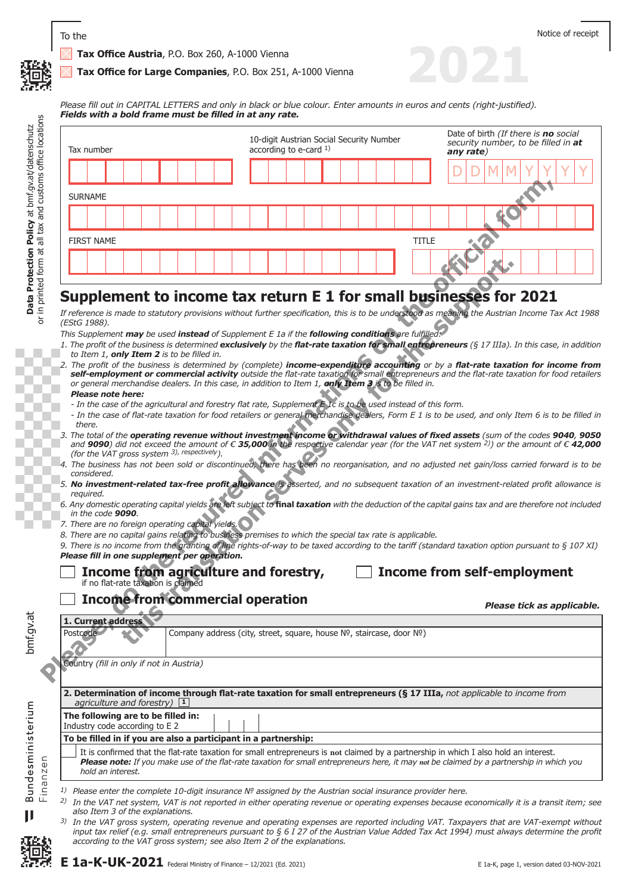To the

☒ **Tax Office Austria**, P.O. Box 260, A-1000 Vienna

☒ **Tax Office for Large Companies**, P.O. Box 251, A-1000 Vienna

Notice of receipt

2021

*Please fill out in CAPITAL LETTERS and only in black or blue colour. Enter amounts in euros and cents (right-justified).*
***Fields with a bold frame must be filled in at any rate.***

| Tax number | 10-digit Austrian Social Security Number according to e-card [1] | Date of birth (*If there is **no** social security number, to be filled in **at any rate***) |
|---|---|---|
| | | D D M M Y Y Y Y |

SURNAME

FIRST NAME | TITLE

Please, do the required information on the official form, this translation serves only for the support.

# Supplement to income tax return E 1 for small businesses for 2021

*If reference is made to statutory provisions without further specification, this is to be understood as meaning the Austrian Income Tax Act 1988 (EStG 1988).*

*This Supplement **may** be used **instead** of Supplement E 1a if the **following conditions** are fulfilled:*

1. *The profit of the business is determined **exclusively** by the **flat-rate taxation for small entrepreneurs** (§ 17 IIIa). In this case, in addition to Item 1, **only Item 2** is to be filled in.*
2. *The profit of the business is determined by (complete) **income-expenditure accounting** or by a **flat-rate taxation for income from self-employment or commercial activity** outside the flat-rate taxation for small entrepreneurs and the flat-rate taxation for food retailers or general merchandise dealers. In this case, in addition to Item 1, **only Item 3** is to be filled in.*
   ***Please note here:***
   - *In the case of the agricultural and forestry flat rate, Supplement E 1c is to be used instead of this form.*
   - *In the case of flat-rate taxation for food retailers or general merchandise dealers, Form E 1 is to be used, and only Item 6 is to be filled in there.*
3. *The total of the **operating revenue without investment income or withdrawal values of fixed assets** (sum of the codes **9040**, **9050** and **9090**) did not exceed the amount of € **35,000** in the respective calendar year (for the VAT net system [2]) or the amount of € **42,000** (for the VAT gross system [3], respectively).*
4. *The business has not been sold or discontinued, there has been no reorganisation, and no adjusted net gain/loss carried forward is to be considered.*
5. ***No investment-related tax-free profit allowance** is asserted, and no subsequent taxation of an investment-related profit allowance is required.*
6. *Any domestic operating capital yields are left subject to **final taxation** with the deduction of the capital gains tax and are therefore not included in the code **9090**.*
7. *There are no foreign operating capital yields.*
8. *There are no capital gains relating to business premises to which the special tax rate is applicable.*
9. *There is no income from the granting of line rights-of-way to be taxed according to the tariff (standard taxation option pursuant to § 107 XI)*

***Please fill in one supplement per operation.***

☐ **Income from agriculture and forestry,** if no flat-rate taxation is claimed

☐ **Income from self-employment**

☐ **Income from commercial operation**

***Please tick as applicable.***

**1. Current address**

| Postcode | Company address (city, street, square, house №, staircase, door №) |
|---|---|
| Country (*fill in only if not in Austria*) | |

**2. Determination of income through flat-rate taxation for small entrepreneurs (§ 17 IIIa,** *not applicable to income from agriculture and forestry*) [1]

**The following are to be filled in:**
Industry code according to E 2

**To be filled in if you are also a participant in a partnership:**

☐ It is confirmed that the flat-rate taxation for small entrepreneurs is **not** claimed by a partnership in which I also hold an interest.
***Please note:*** *If you make use of the flat-rate taxation for small entrepreneurs here, it may **not** be claimed by a partnership in which you hold an interest.*

[1] *Please enter the complete 10-digit insurance № assigned by the Austrian social insurance provider here.*

[2] *In the VAT net system, VAT is not reported in either operating revenue or operating expenses because economically it is a transit item; see also Item 3 of the explanations.*

[3] *In the VAT gross system, operating revenue and operating expenses are reported including VAT. Taxpayers that are VAT-exempt without input tax relief (e.g. small entrepreneurs pursuant to § 6 I 27 of the Austrian Value Added Tax Act 1994) must always determine the profit according to the VAT gross system; see also Item 2 of the explanations.*

**E 1a-K-UK-2021** Federal Ministry of Finance – 12/2021 (Ed. 2021)

E 1a-K, page 1, version dated 03-NOV-2021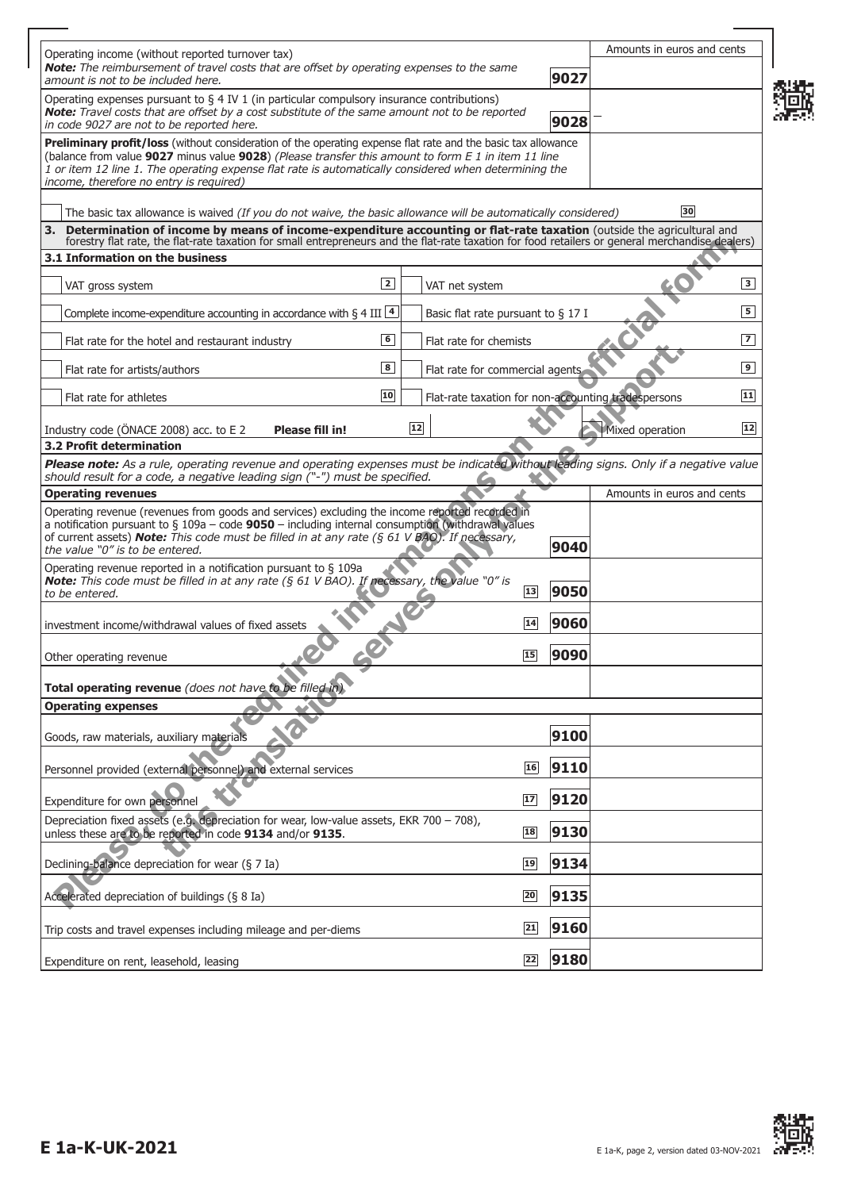| | | Amounts in euros and cents |
|---|---|---|
| Operating income (without reported turnover tax) *Note: The reimbursement of travel costs that are offset by operating expenses to the same amount is not to be included here.* | **9027** | |
| Operating expenses pursuant to § 4 IV 1 (in particular compulsory insurance contributions) *Note: Travel costs that are offset by a cost substitute of the same amount not to be reported in code 9027 are not to be reported here.* | **9028** | – |
| **Preliminary profit/loss** (without consideration of the operating expense flat rate and the basic tax allowance (balance from value **9027** minus value **9028**) *(Please transfer this amount to form E 1 in item 11 line 1 or item 12 line 1. The operating expense flat rate is automatically considered when determining the income, therefore no entry is required)* | | |

☐ The basic tax allowance is waived *(If you do not waive, the basic allowance will be automatically considered)* **30**

## 3. Determination of income by means of income-expenditure accounting or flat-rate taxation (outside the agricultural and forestry flat rate, the flat-rate taxation for small entrepreneurs and the flat-rate taxation for food retailers or general merchandise dealers)

### 3.1 Information on the business

| | | | |
|---|---|---|---|
| ☐ VAT gross system | 2 | ☐ VAT net system | 3 |
| ☐ Complete income-expenditure accounting in accordance with § 4 III | 4 | ☐ Basic flat rate pursuant to § 17 I | 5 |
| ☐ Flat rate for the hotel and restaurant industry | 6 | ☐ Flat rate for chemists | 7 |
| ☐ Flat rate for artists/authors | 8 | ☐ Flat rate for commercial agents | 9 |
| ☐ Flat rate for athletes | 10 | ☐ Flat-rate taxation for non-accounting tradespersons | 11 |
| Industry code (ÖNACE 2008) acc. to E 2 **Please fill in!** | 12 | ☐ Mixed operation | 12 |

### 3.2 Profit determination

***Please note:*** *As a rule, operating revenue and operating expenses must be indicated without leading signs. Only if a negative value should result for a code, a negative leading sign ("-") must be specified.*

| **Operating revenues** | | | Amounts in euros and cents |
|---|---|---|---|
| Operating revenue (revenues from goods and services) excluding the income reported recorded in a notification pursuant to § 109a – code **9050** – including internal consumption (withdrawal values of current assets) ***Note:*** *This code must be filled in at any rate (§ 61 V BAO). If necessary, the value "0" is to be entered.* | | **9040** | |
| Operating revenue reported in a notification pursuant to § 109a ***Note:*** *This code must be filled in at any rate (§ 61 V BAO). If necessary, the value "0" is to be entered.* | 13 | **9050** | |
| investment income/withdrawal values of fixed assets | 14 | **9060** | |
| Other operating revenue | 15 | **9090** | |
| **Total operating revenue** *(does not have to be filled in)* | | | |
| **Operating expenses** | | | |
| Goods, raw materials, auxiliary materials | | **9100** | |
| Personnel provided (external personnel) and external services | 16 | **9110** | |
| Expenditure for own personnel | 17 | **9120** | |
| Depreciation fixed assets (e.g. depreciation for wear, low-value assets, EKR 700 – 708), unless these are to be reported in code **9134** and/or **9135**. | 18 | **9130** | |
| Declining-balance depreciation for wear (§ 7 Ia) | 19 | **9134** | |
| Accelerated depreciation of buildings (§ 8 Ia) | 20 | **9135** | |
| Trip costs and travel expenses including mileage and per-diems | 21 | **9160** | |
| Expenditure on rent, leasehold, leasing | 22 | **9180** | |

Please, do the required informations on the official form, this translation serves only for the support.

**E 1a-K-UK-2021**

E 1a-K, page 2, version dated 03-NOV-2021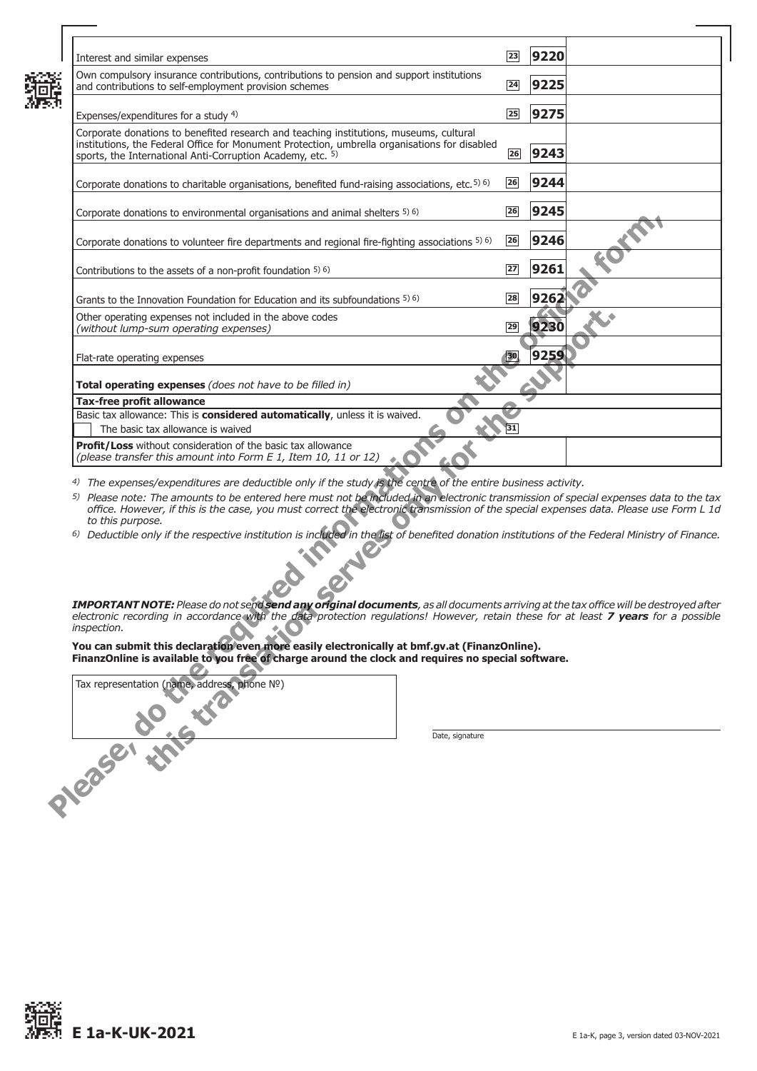| | | | |
|---|---|---|---|
| Interest and similar expenses | 23 | 9220 | |
| Own compulsory insurance contributions, contributions to pension and support institutions and contributions to self-employment provision schemes | 24 | 9225 | |
| Expenses/expenditures for a study [4] | 25 | 9275 | |
| Corporate donations to benefited research and teaching institutions, museums, cultural institutions, the Federal Office for Monument Protection, umbrella organisations for disabled sports, the International Anti-Corruption Academy, etc. [5] | 26 | 9243 | |
| Corporate donations to charitable organisations, benefited fund-raising associations, etc. [5] [6] | 26 | 9244 | |
| Corporate donations to environmental organisations and animal shelters [5] [6] | 26 | 9245 | |
| Corporate donations to volunteer fire departments and regional fire-fighting associations [5] [6] | 26 | 9246 | |
| Contributions to the assets of a non-profit foundation [5] [6] | 27 | 9261 | |
| Grants to the Innovation Foundation for Education and its subfoundations [5] [6] | 28 | 9262 | |
| Other operating expenses not included in the above codes *(without lump-sum operating expenses)* | 29 | 9230 | |
| Flat-rate operating expenses | 30 | 9259 | |
| **Total operating expenses** *(does not have to be filled in)* | | | |
| **Tax-free profit allowance** | | | |
| Basic tax allowance: This is **considered automatically**, unless it is waived. ☐ The basic tax allowance is waived | 31 | | |
| **Profit/Loss** without consideration of the basic tax allowance *(please transfer this amount into Form E 1, Item 10, 11 or 12)* | | | |

*[4] The expenses/expenditures are deductible only if the study is the centre of the entire business activity.*

*[5] Please note: The amounts to be entered here must not be included in an electronic transmission of special expenses data to the tax office. However, if this is the case, you must correct the electronic transmission of the special expenses data. Please use Form L 1d to this purpose.*

*[6] Deductible only if the respective institution is included in the list of benefited donation institutions of the Federal Ministry of Finance.*

***IMPORTANT NOTE:** Please do not send **any original documents**, as all documents arriving at the tax office will be destroyed after electronic recording in accordance with the data protection regulations! However, retain these for at least **7 years** for a possible inspection.*

**You can submit this declaration even more easily electronically at bmf.gv.at (FinanzOnline). FinanzOnline is available to you free of charge around the clock and requires no special software.**

Tax representation (name, address, phone №)

Date, signature

Please, do the required informations on the official form, this translation serves only for the support.

**E 1a-K-UK-2021**

E 1a-K, page 3, version dated 03-NOV-2021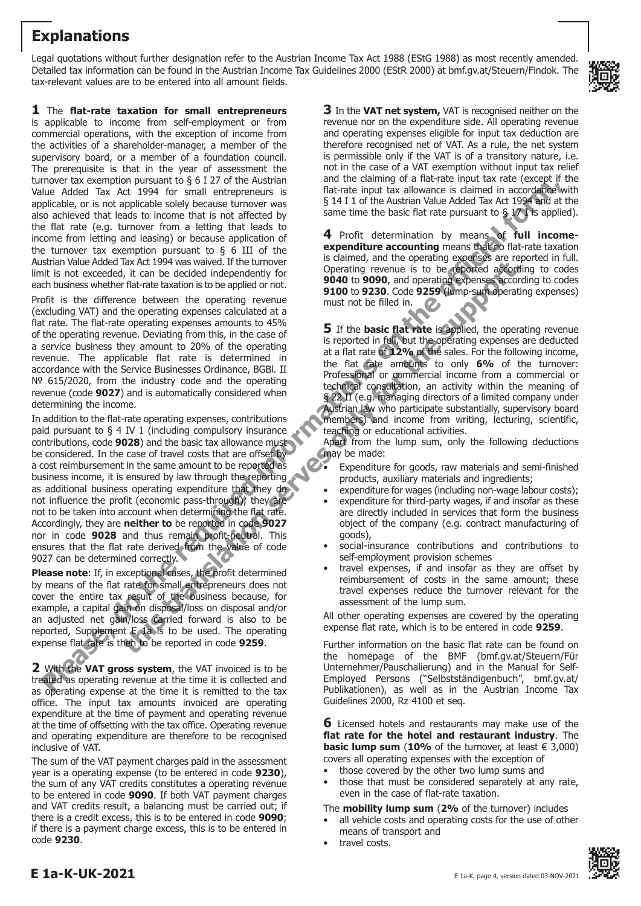# Explanations

Legal quotations without further designation refer to the Austrian Income Tax Act 1988 (EStG 1988) as most recently amended. Detailed tax information can be found in the Austrian Income Tax Guidelines 2000 (EStR 2000) at bmf.gv.at/Steuern/Findok. The tax-relevant values are to be entered into all amount fields.

**1** The **flat-rate taxation for small entrepreneurs** is applicable to income from self-employment or from commercial operations, with the exception of income from the activities of a shareholder-manager, a member of the supervisory board, or a member of a foundation council. The prerequisite is that in the year of assessment the turnover tax exemption pursuant to § 6 I 27 of the Austrian Value Added Tax Act 1994 for small entrepreneurs is applicable, or is not applicable solely because turnover was also achieved that leads to income that is not affected by the flat rate (e.g. turnover from a letting that leads to income from letting and leasing) or because application of the turnover tax exemption pursuant to § 6 III of the Austrian Value Added Tax Act 1994 was waived. If the turnover limit is not exceeded, it can be decided independently for each business whether flat-rate taxation is to be applied or not.

Profit is the difference between the operating revenue (excluding VAT) and the operating expenses calculated at a flat rate. The flat-rate operating expenses amounts to 45% of the operating revenue. Deviating from this, in the case of a service business they amount to 20% of the operating revenue. The applicable flat rate is determined in accordance with the Service Businesses Ordinance, BGBl. II № 615/2020, from the industry code and the operating revenue (code **9027**) and is automatically considered when determining the income.

In addition to the flat-rate operating expenses, contributions paid pursuant to § 4 IV 1 (including compulsory insurance contributions, code **9028**) and the basic tax allowance must be considered. In the case of travel costs that are offset by a cost reimbursement in the same amount to be reported as business income, it is ensured by law through the reporting as additional business operating expenditure that they do not influence the profit (economic pass-through); they are not to be taken into account when determining the flat rate. Accordingly, they are **neither to** be reported in code **9027** nor in code **9028** and thus remain profit-neutral. This ensures that the flat rate derived from the value of code 9027 can be determined correctly.

**Please note**: If, in exceptional cases, the profit determined by means of the flat rate for small entrepreneurs does not cover the entire tax result of the business because, for example, a capital gain on disposal/loss on disposal and/or an adjusted net gain/loss carried forward is also to be reported, Supplement E 1a is to be used. The operating expense flat rate is then to be reported in code **9259**.

**2** With the **VAT gross system**, the VAT invoiced is to be treated as operating revenue at the time it is collected and as operating expense at the time it is remitted to the tax office. The input tax amounts invoiced are operating expenditure at the time of payment and operating revenue at the time of offsetting with the tax office. Operating revenue and operating expenditure are therefore to be recognised inclusive of VAT.

The sum of the VAT payment charges paid in the assessment year is a operating expense (to be entered in code **9230**), the sum of any VAT credits constitutes a operating revenue to be entered in code **9090**. If both VAT payment charges and VAT credits result, a balancing must be carried out; if there is a credit excess, this is to be entered in code **9090**; if there is a payment charge excess, this is to be entered in code **9230**.

**3** In the **VAT net system,** VAT is recognised neither on the revenue nor on the expenditure side. All operating revenue and operating expenses eligible for input tax deduction are therefore recognised net of VAT. As a rule, the net system is permissible only if the VAT is of a transitory nature, i.e. not in the case of a VAT exemption without input tax relief and the claiming of a flat-rate input tax rate (except if the flat-rate input tax allowance is claimed in accordance with § 14 I 1 of the Austrian Value Added Tax Act 1994 and at the same time the basic flat rate pursuant to § 17 I is applied).

**4** Profit determination by means of **full income-expenditure accounting** means that no flat-rate taxation is claimed, and the operating expenses are reported in full. Operating revenue is to be reported according to codes **9040** to **9090**, and operating expenses according to codes **9100** to **9230**. Code **9259** (lump-sum operating expenses) must not be filled in.

**5** If the **basic flat rate** is applied, the operating revenue is reported in full, but the operating expenses are deducted at a flat rate of **12%** of the sales. For the following income, the flat rate amounts to only **6%** of the turnover: Professional or commercial income from a commercial or technical consultation, an activity within the meaning of § 22 II (e.g. managing directors of a limited company under Austrian law who participate substantially, supervisory board members) and income from writing, lecturing, scientific, teaching or educational activities.

Apart from the lump sum, only the following deductions may be made:

- Expenditure for goods, raw materials and semi-finished products, auxiliary materials and ingredients;
- expenditure for wages (including non-wage labour costs);
- expenditure for third-party wages, if and insofar as these are directly included in services that form the business object of the company (e.g. contract manufacturing of goods),
- social-insurance contributions and contributions to self-employment provision schemes
- travel expenses, if and insofar as they are offset by reimbursement of costs in the same amount; these travel expenses reduce the turnover relevant for the assessment of the lump sum.

All other operating expenses are covered by the operating expense flat rate, which is to be entered in code **9259**.

Further information on the basic flat rate can be found on the homepage of the BMF (bmf.gv.at/Steuern/Für Unternehmer/Pauschalierung) and in the Manual for Self-Employed Persons ("Selbstständigenbuch", bmf.gv.at/Publikationen), as well as in the Austrian Income Tax Guidelines 2000, Rz 4100 et seq.

**6** Licensed hotels and restaurants may make use of the **flat rate for the hotel and restaurant industry**. The **basic lump sum** (**10%** of the turnover, at least € 3,000) covers all operating expenses with the exception of

- those covered by the other two lump sums and
- those that must be considered separately at any rate, even in the case of flat-rate taxation.

The **mobility lump sum** (**2%** of the turnover) includes

- all vehicle costs and operating costs for the use of other means of transport and
- travel costs.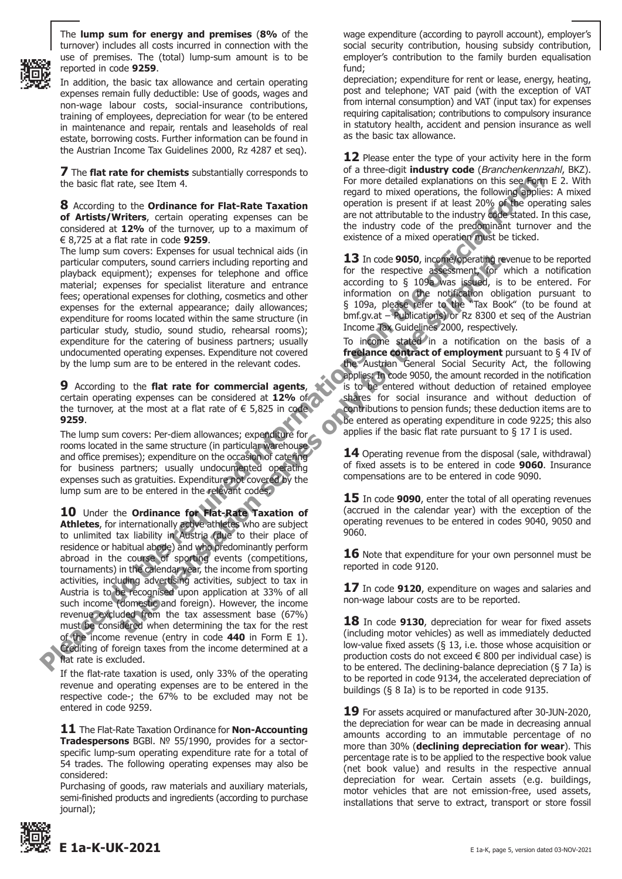The **lump sum for energy and premises** (**8%** of the turnover) includes all costs incurred in connection with the use of premises. The (total) lump-sum amount is to be reported in code **9259**.

In addition, the basic tax allowance and certain operating expenses remain fully deductible: Use of goods, wages and non-wage labour costs, social-insurance contributions, training of employees, depreciation for wear (to be entered in maintenance and repair, rentals and leaseholds of real estate, borrowing costs. Further information can be found in the Austrian Income Tax Guidelines 2000, Rz 4287 et seq).

**7** The **flat rate for chemists** substantially corresponds to the basic flat rate, see Item 4.

**8** According to the **Ordinance for Flat-Rate Taxation of Artists/Writers**, certain operating expenses can be considered at **12%** of the turnover, up to a maximum of € 8,725 at a flat rate in code **9259**.

The lump sum covers: Expenses for usual technical aids (in particular computers, sound carriers including reporting and playback equipment); expenses for telephone and office material; expenses for specialist literature and entrance fees; operational expenses for clothing, cosmetics and other expenses for the external appearance; daily allowances; expenditure for rooms located within the same structure (in particular study, studio, sound studio, rehearsal rooms); expenditure for the catering of business partners; usually undocumented operating expenses. Expenditure not covered by the lump sum are to be entered in the relevant codes.

**9** According to the **flat rate for commercial agents**, certain operating expenses can be considered at **12%** of the turnover, at the most at a flat rate of € 5,825 in code **9259**.

The lump sum covers: Per-diem allowances; expenditure for rooms located in the same structure (in particular warehouse and office premises); expenditure on the occasion of catering for business partners; usually undocumented operating expenses such as gratuities. Expenditure not covered by the lump sum are to be entered in the relevant codes.

**10** Under the **Ordinance for Flat-Rate Taxation of Athletes**, for internationally active athletes who are subject to unlimited tax liability in Austria (due to their place of residence or habitual abode) and who predominantly perform abroad in the course of sporting events (competitions, tournaments) in the calendar year, the income from sporting activities, including advertising activities, subject to tax in Austria is to be recognised upon application at 33% of all such income (domestic and foreign). However, the income revenue excluded from the tax assessment base (67%) must be considered when determining the tax for the rest of the income revenue (entry in code **440** in Form E 1). Crediting of foreign taxes from the income determined at a flat rate is excluded.

If the flat-rate taxation is used, only 33% of the operating revenue and operating expenses are to be entered in the respective code-; the 67% to be excluded may not be entered in code 9259.

**11** The Flat-Rate Taxation Ordinance for **Non-Accounting Tradespersons** BGBl. № 55/1990, provides for a sector-specific lump-sum operating expenditure rate for a total of 54 trades. The following operating expenses may also be considered:

Purchasing of goods, raw materials and auxiliary materials, semi-finished products and ingredients (according to purchase journal);

wage expenditure (according to payroll account), employer's social security contribution, housing subsidy contribution, employer's contribution to the family burden equalisation fund;

depreciation; expenditure for rent or lease, energy, heating, post and telephone; VAT paid (with the exception of VAT from internal consumption) and VAT (input tax) for expenses requiring capitalisation; contributions to compulsory insurance in statutory health, accident and pension insurance as well as the basic tax allowance.

**12** Please enter the type of your activity here in the form of a three-digit **industry code** (*Branchenkennzahl*, BKZ). For more detailed explanations on this see Form E 2. With regard to mixed operations, the following applies: A mixed operation is present if at least 20% of the operating sales are not attributable to the industry code stated. In this case, the industry code of the predominant turnover and the existence of a mixed operation must be ticked.

**13** In code **9050**, income/operating revenue to be reported for the respective assessment, for which a notification according to § 109a was issued, is to be entered. For information on the notification obligation pursuant to § 109a, please refer to the "Tax Book" (to be found at bmf.gv.at – Publications) or Rz 8300 et seq of the Austrian Income Tax Guidelines 2000, respectively.

To income stated in a notification on the basis of a **freelance contract of employment** pursuant to § 4 IV of the Austrian General Social Security Act, the following applies: In code 9050, the amount recorded in the notification is to be entered without deduction of retained employee shares for social insurance and without deduction of contributions to pension funds; these deduction items are to be entered as operating expenditure in code 9225; this also applies if the basic flat rate pursuant to § 17 I is used.

**14** Operating revenue from the disposal (sale, withdrawal) of fixed assets is to be entered in code **9060**. Insurance compensations are to be entered in code 9090.

**15** In code **9090**, enter the total of all operating revenues (accrued in the calendar year) with the exception of the operating revenues to be entered in codes 9040, 9050 and 9060.

**16** Note that expenditure for your own personnel must be reported in code 9120.

**17** In code **9120**, expenditure on wages and salaries and non-wage labour costs are to be reported.

**18** In code **9130**, depreciation for wear for fixed assets (including motor vehicles) as well as immediately deducted low-value fixed assets (§ 13, i.e. those whose acquisition or production costs do not exceed € 800 per individual case) is to be entered. The declining-balance depreciation (§ 7 Ia) is to be reported in code 9134, the accelerated depreciation of buildings (§ 8 Ia) is to be reported in code 9135.

**19** For assets acquired or manufactured after 30-JUN-2020, the depreciation for wear can be made in decreasing annual amounts according to an immutable percentage of no more than 30% (**declining depreciation for wear**). This percentage rate is to be applied to the respective book value (net book value) and results in the respective annual depreciation for wear. Certain assets (e.g. buildings, motor vehicles that are not emission-free, used assets, installations that serve to extract, transport or store fossil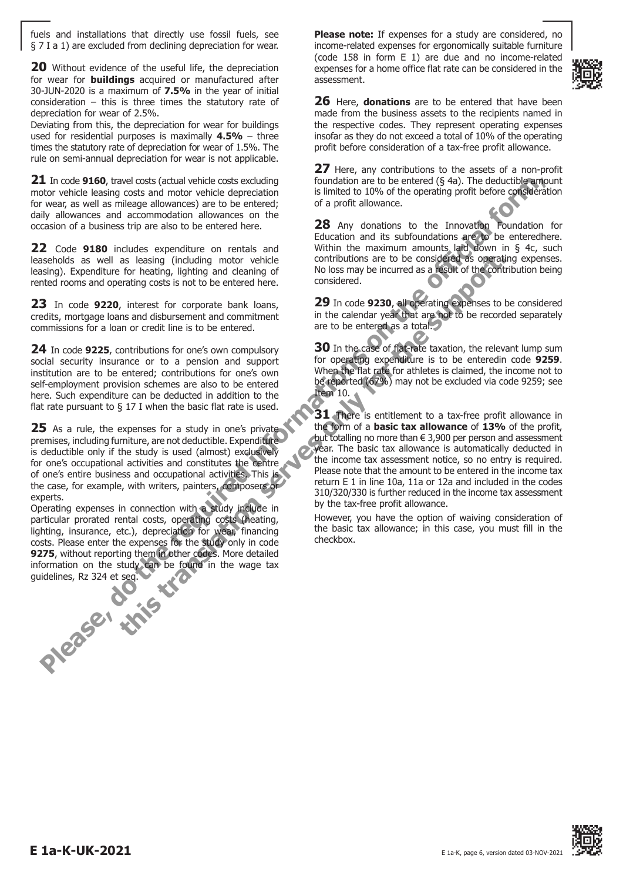fuels and installations that directly use fossil fuels, see § 7 I a 1) are excluded from declining depreciation for wear.

**20** Without evidence of the useful life, the depreciation for wear for **buildings** acquired or manufactured after 30-JUN-2020 is a maximum of **7.5%** in the year of initial consideration – this is three times the statutory rate of depreciation for wear of 2.5%.
Deviating from this, the depreciation for wear for buildings used for residential purposes is maximally **4.5%** – three times the statutory rate of depreciation for wear of 1.5%. The rule on semi-annual depreciation for wear is not applicable.

**21** In code **9160**, travel costs (actual vehicle costs excluding motor vehicle leasing costs and motor vehicle depreciation for wear, as well as mileage allowances) are to be entered; daily allowances and accommodation allowances on the occasion of a business trip are also to be entered here.

**22** Code **9180** includes expenditure on rentals and leaseholds as well as leasing (including motor vehicle leasing). Expenditure for heating, lighting and cleaning of rented rooms and operating costs is not to be entered here.

**23** In code **9220**, interest for corporate bank loans, credits, mortgage loans and disbursement and commitment commissions for a loan or credit line is to be entered.

**24** In code **9225**, contributions for one's own compulsory social security insurance or to a pension and support institution are to be entered; contributions for one's own self-employment provision schemes are also to be entered here. Such expenditure can be deducted in addition to the flat rate pursuant to § 17 I when the basic flat rate is used.

**25** As a rule, the expenses for a study in one's private premises, including furniture, are not deductible. Expenditure is deductible only if the study is used (almost) exclusively for one's occupational activities and constitutes the centre of one's entire business and occupational activities. This is the case, for example, with writers, painters, composers or experts.
Operating expenses in connection with a study include in particular prorated rental costs, operating costs (heating, lighting, insurance, etc.), depreciation for wear, financing costs. Please enter the expenses for the study only in code **9275**, without reporting them in other codes. More detailed information on the study can be found in the wage tax guidelines, Rz 324 et seq.

**Please note:** If expenses for a study are considered, no income-related expenses for ergonomically suitable furniture (code 158 in form E 1) are due and no income-related expenses for a home office flat rate can be considered in the assessment.

**26** Here, **donations** are to be entered that have been made from the business assets to the recipients named in the respective codes. They represent operating expenses insofar as they do not exceed a total of 10% of the operating profit before consideration of a tax-free profit allowance.

**27** Here, any contributions to the assets of a non-profit foundation are to be entered (§ 4a). The deductible amount is limited to 10% of the operating profit before consideration of a profit allowance.

**28** Any donations to the Innovation Foundation for Education and its subfoundations are to be enteredhere. Within the maximum amounts laid down in § 4c, such contributions are to be considered as operating expenses. No loss may be incurred as a result of the contribution being considered.

**29** In code **9230**, all operating expenses to be considered in the calendar year that are not to be recorded separately are to be entered as a total.

**30** In the case of flat-rate taxation, the relevant lump sum for operating expenditure is to be enteredin code **9259**. When the flat rate for athletes is claimed, the income not to be reported (67%) may not be excluded via code 9259; see Item 10.

**31** There is entitlement to a tax-free profit allowance in the form of a **basic tax allowance** of **13%** of the profit, but totalling no more than € 3,900 per person and assessment year. The basic tax allowance is automatically deducted in the income tax assessment notice, so no entry is required. Please note that the amount to be entered in the income tax return E 1 in line 10a, 11a or 12a and included in the codes 310/320/330 is further reduced in the income tax assessment by the tax-free profit allowance.

However, you have the option of waiving consideration of the basic tax allowance; in this case, you must fill in the checkbox.